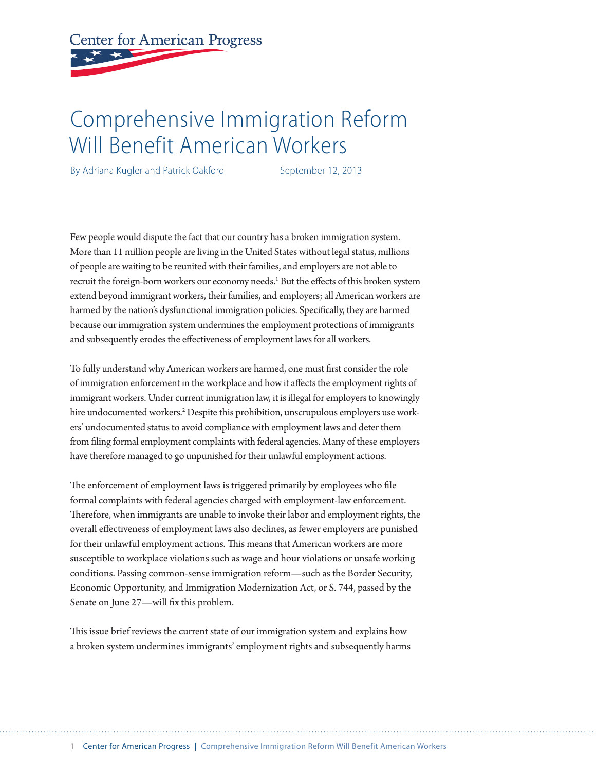Center for American Progress

# Comprehensive Immigration Reform Will Benefit American Workers

By Adriana Kugler and Patrick Oakford September 12, 2013

Few people would dispute the fact that our country has a broken immigration system. More than 11 million people are living in the United States without legal status, millions of people are waiting to be reunited with their families, and employers are not able to recruit the foreign-born workers our economy needs.[1] But the effects of this broken system extend beyond immigrant workers, their families, and employers; all American workers are harmed by the nation's dysfunctional immigration policies. Specifically, they are harmed because our immigration system undermines the employment protections of immigrants and subsequently erodes the effectiveness of employment laws for all workers.

To fully understand why American workers are harmed, one must first consider the role of immigration enforcement in the workplace and how it affects the employment rights of immigrant workers. Under current immigration law, it is illegal for employers to knowingly hire undocumented workers.[2] Despite this prohibition, unscrupulous employers use workers' undocumented status to avoid compliance with employment laws and deter them from filing formal employment complaints with federal agencies. Many of these employers have therefore managed to go unpunished for their unlawful employment actions.

The enforcement of employment laws is triggered primarily by employees who file formal complaints with federal agencies charged with employment-law enforcement. Therefore, when immigrants are unable to invoke their labor and employment rights, the overall effectiveness of employment laws also declines, as fewer employers are punished for their unlawful employment actions. This means that American workers are more susceptible to workplace violations such as wage and hour violations or unsafe working conditions. Passing common-sense immigration reform—such as the Border Security, Economic Opportunity, and Immigration Modernization Act, or S. 744, passed by the Senate on June 27—will fix this problem.

This issue brief reviews the current state of our immigration system and explains how a broken system undermines immigrants' employment rights and subsequently harms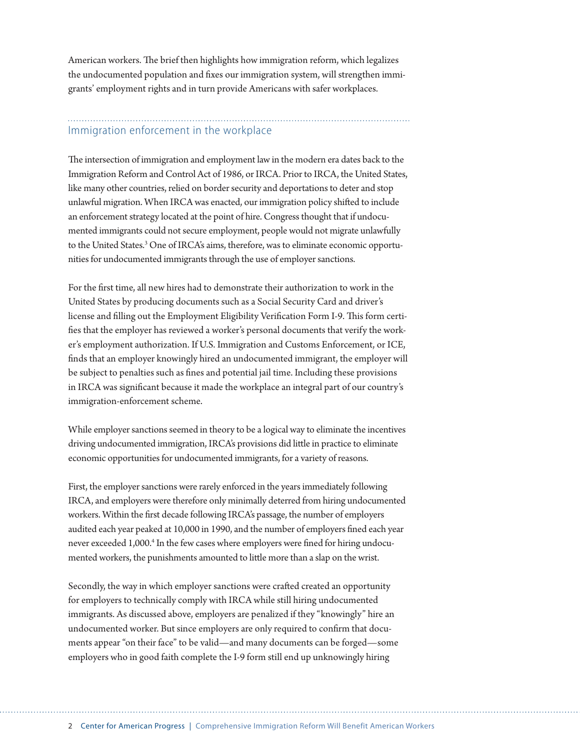American workers. The brief then highlights how immigration reform, which legalizes the undocumented population and fixes our immigration system, will strengthen immigrants' employment rights and in turn provide Americans with safer workplaces.

## Immigration enforcement in the workplace

The intersection of immigration and employment law in the modern era dates back to the Immigration Reform and Control Act of 1986, or IRCA. Prior to IRCA, the United States, like many other countries, relied on border security and deportations to deter and stop unlawful migration. When IRCA was enacted, our immigration policy shifted to include an enforcement strategy located at the point of hire. Congress thought that if undocumented immigrants could not secure employment, people would not migrate unlawfully to the United States.[3] One of IRCA's aims, therefore, was to eliminate economic opportunities for undocumented immigrants through the use of employer sanctions.

For the first time, all new hires had to demonstrate their authorization to work in the United States by producing documents such as a Social Security Card and driver's license and filling out the Employment Eligibility Verification Form I-9. This form certifies that the employer has reviewed a worker's personal documents that verify the worker's employment authorization. If U.S. Immigration and Customs Enforcement, or ICE, finds that an employer knowingly hired an undocumented immigrant, the employer will be subject to penalties such as fines and potential jail time. Including these provisions in IRCA was significant because it made the workplace an integral part of our country's immigration-enforcement scheme.

While employer sanctions seemed in theory to be a logical way to eliminate the incentives driving undocumented immigration, IRCA's provisions did little in practice to eliminate economic opportunities for undocumented immigrants, for a variety of reasons.

First, the employer sanctions were rarely enforced in the years immediately following IRCA, and employers were therefore only minimally deterred from hiring undocumented workers. Within the first decade following IRCA's passage, the number of employers audited each year peaked at 10,000 in 1990, and the number of employers fined each year never exceeded 1,000.[4] In the few cases where employers were fined for hiring undocumented workers, the punishments amounted to little more than a slap on the wrist.

Secondly, the way in which employer sanctions were crafted created an opportunity for employers to technically comply with IRCA while still hiring undocumented immigrants. As discussed above, employers are penalized if they "knowingly" hire an undocumented worker. But since employers are only required to confirm that documents appear "on their face" to be valid—and many documents can be forged—some employers who in good faith complete the I-9 form still end up unknowingly hiring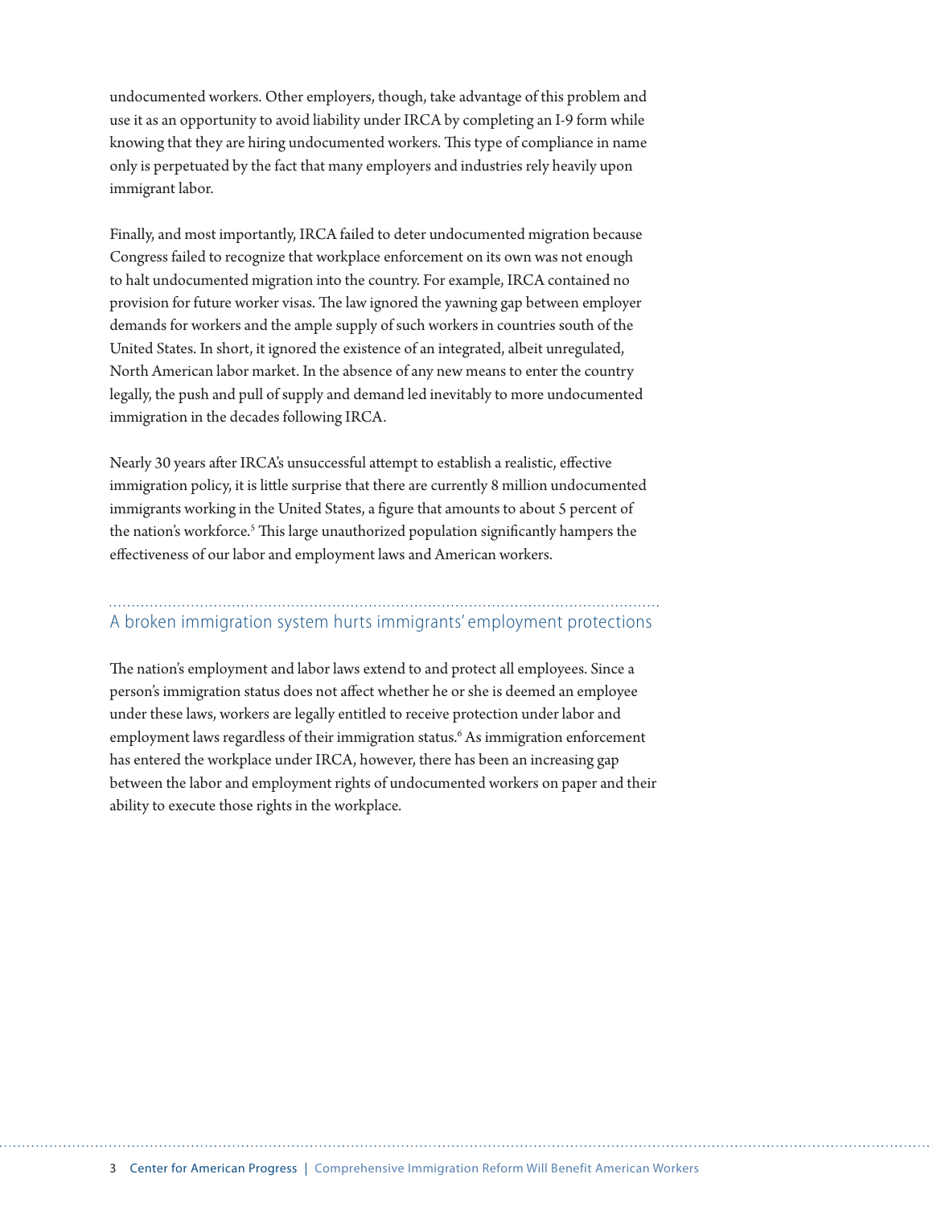undocumented workers. Other employers, though, take advantage of this problem and use it as an opportunity to avoid liability under IRCA by completing an I-9 form while knowing that they are hiring undocumented workers. This type of compliance in name only is perpetuated by the fact that many employers and industries rely heavily upon immigrant labor.

Finally, and most importantly, IRCA failed to deter undocumented migration because Congress failed to recognize that workplace enforcement on its own was not enough to halt undocumented migration into the country. For example, IRCA contained no provision for future worker visas. The law ignored the yawning gap between employer demands for workers and the ample supply of such workers in countries south of the United States. In short, it ignored the existence of an integrated, albeit unregulated, North American labor market. In the absence of any new means to enter the country legally, the push and pull of supply and demand led inevitably to more undocumented immigration in the decades following IRCA.

Nearly 30 years after IRCA's unsuccessful attempt to establish a realistic, effective immigration policy, it is little surprise that there are currently 8 million undocumented immigrants working in the United States, a figure that amounts to about 5 percent of the nation's workforce.[5] This large unauthorized population significantly hampers the effectiveness of our labor and employment laws and American workers.

## A broken immigration system hurts immigrants' employment protections

The nation's employment and labor laws extend to and protect all employees. Since a person's immigration status does not affect whether he or she is deemed an employee under these laws, workers are legally entitled to receive protection under labor and employment laws regardless of their immigration status.[6] As immigration enforcement has entered the workplace under IRCA, however, there has been an increasing gap between the labor and employment rights of undocumented workers on paper and their ability to execute those rights in the workplace.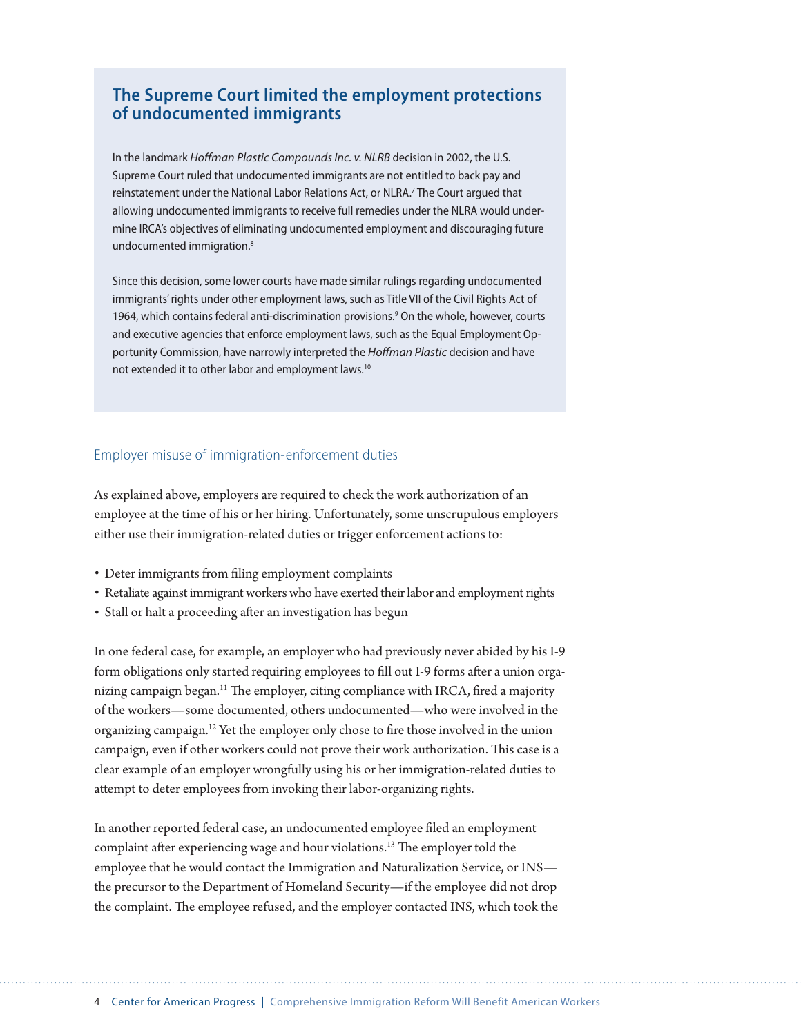## The Supreme Court limited the employment protections of undocumented immigrants

In the landmark *Hoffman Plastic Compounds Inc. v. NLRB* decision in 2002, the U.S. Supreme Court ruled that undocumented immigrants are not entitled to back pay and reinstatement under the National Labor Relations Act, or NLRA.[7] The Court argued that allowing undocumented immigrants to receive full remedies under the NLRA would undermine IRCA's objectives of eliminating undocumented employment and discouraging future undocumented immigration.[8]

Since this decision, some lower courts have made similar rulings regarding undocumented immigrants' rights under other employment laws, such as Title VII of the Civil Rights Act of 1964, which contains federal anti-discrimination provisions.[9] On the whole, however, courts and executive agencies that enforce employment laws, such as the Equal Employment Opportunity Commission, have narrowly interpreted the *Hoffman Plastic* decision and have not extended it to other labor and employment laws.[10]

### Employer misuse of immigration-enforcement duties

As explained above, employers are required to check the work authorization of an employee at the time of his or her hiring. Unfortunately, some unscrupulous employers either use their immigration-related duties or trigger enforcement actions to:

- Deter immigrants from filing employment complaints
- Retaliate against immigrant workers who have exerted their labor and employment rights
- Stall or halt a proceeding after an investigation has begun

In one federal case, for example, an employer who had previously never abided by his I-9 form obligations only started requiring employees to fill out I-9 forms after a union organizing campaign began.[11] The employer, citing compliance with IRCA, fired a majority of the workers—some documented, others undocumented—who were involved in the organizing campaign.[12] Yet the employer only chose to fire those involved in the union campaign, even if other workers could not prove their work authorization. This case is a clear example of an employer wrongfully using his or her immigration-related duties to attempt to deter employees from invoking their labor-organizing rights.

In another reported federal case, an undocumented employee filed an employment complaint after experiencing wage and hour violations.[13] The employer told the employee that he would contact the Immigration and Naturalization Service, or INS—the precursor to the Department of Homeland Security—if the employee did not drop the complaint. The employee refused, and the employer contacted INS, which took the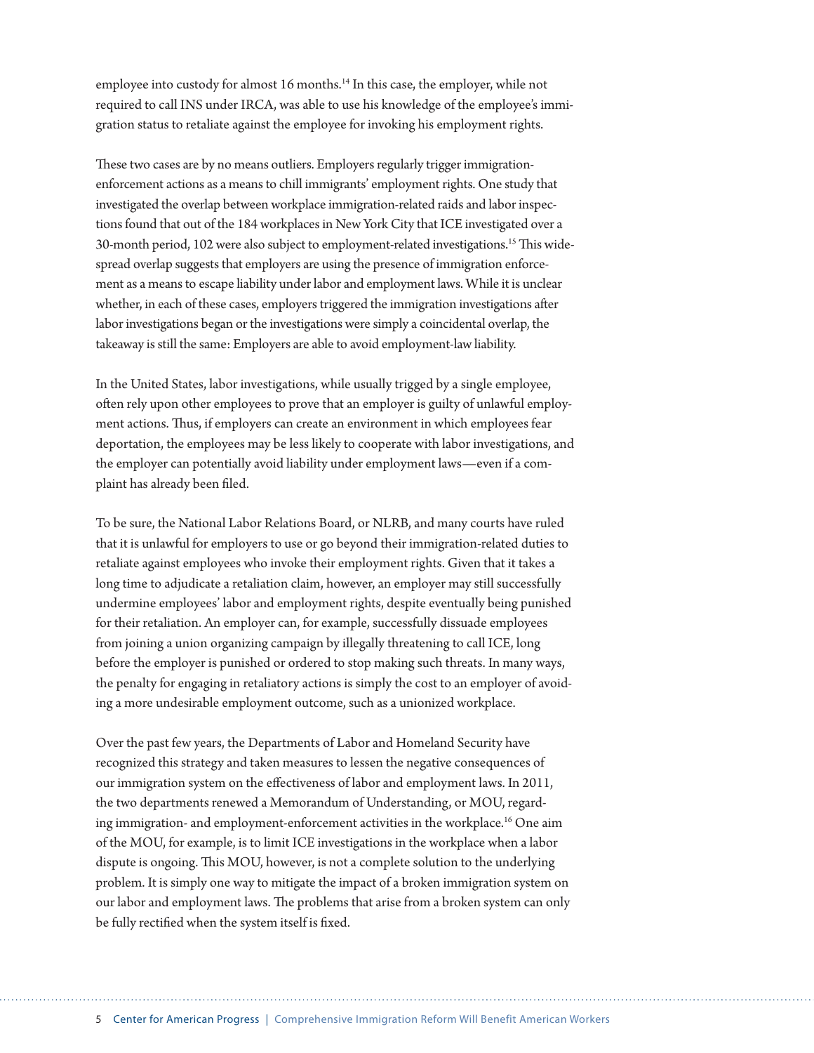employee into custody for almost 16 months.[14] In this case, the employer, while not required to call INS under IRCA, was able to use his knowledge of the employee's immigration status to retaliate against the employee for invoking his employment rights.

These two cases are by no means outliers. Employers regularly trigger immigration-enforcement actions as a means to chill immigrants' employment rights. One study that investigated the overlap between workplace immigration-related raids and labor inspections found that out of the 184 workplaces in New York City that ICE investigated over a 30-month period, 102 were also subject to employment-related investigations.[15] This widespread overlap suggests that employers are using the presence of immigration enforcement as a means to escape liability under labor and employment laws. While it is unclear whether, in each of these cases, employers triggered the immigration investigations after labor investigations began or the investigations were simply a coincidental overlap, the takeaway is still the same: Employers are able to avoid employment-law liability.

In the United States, labor investigations, while usually trigged by a single employee, often rely upon other employees to prove that an employer is guilty of unlawful employment actions. Thus, if employers can create an environment in which employees fear deportation, the employees may be less likely to cooperate with labor investigations, and the employer can potentially avoid liability under employment laws—even if a complaint has already been filed.

To be sure, the National Labor Relations Board, or NLRB, and many courts have ruled that it is unlawful for employers to use or go beyond their immigration-related duties to retaliate against employees who invoke their employment rights. Given that it takes a long time to adjudicate a retaliation claim, however, an employer may still successfully undermine employees' labor and employment rights, despite eventually being punished for their retaliation. An employer can, for example, successfully dissuade employees from joining a union organizing campaign by illegally threatening to call ICE, long before the employer is punished or ordered to stop making such threats. In many ways, the penalty for engaging in retaliatory actions is simply the cost to an employer of avoiding a more undesirable employment outcome, such as a unionized workplace.

Over the past few years, the Departments of Labor and Homeland Security have recognized this strategy and taken measures to lessen the negative consequences of our immigration system on the effectiveness of labor and employment laws. In 2011, the two departments renewed a Memorandum of Understanding, or MOU, regarding immigration- and employment-enforcement activities in the workplace.[16] One aim of the MOU, for example, is to limit ICE investigations in the workplace when a labor dispute is ongoing. This MOU, however, is not a complete solution to the underlying problem. It is simply one way to mitigate the impact of a broken immigration system on our labor and employment laws. The problems that arise from a broken system can only be fully rectified when the system itself is fixed.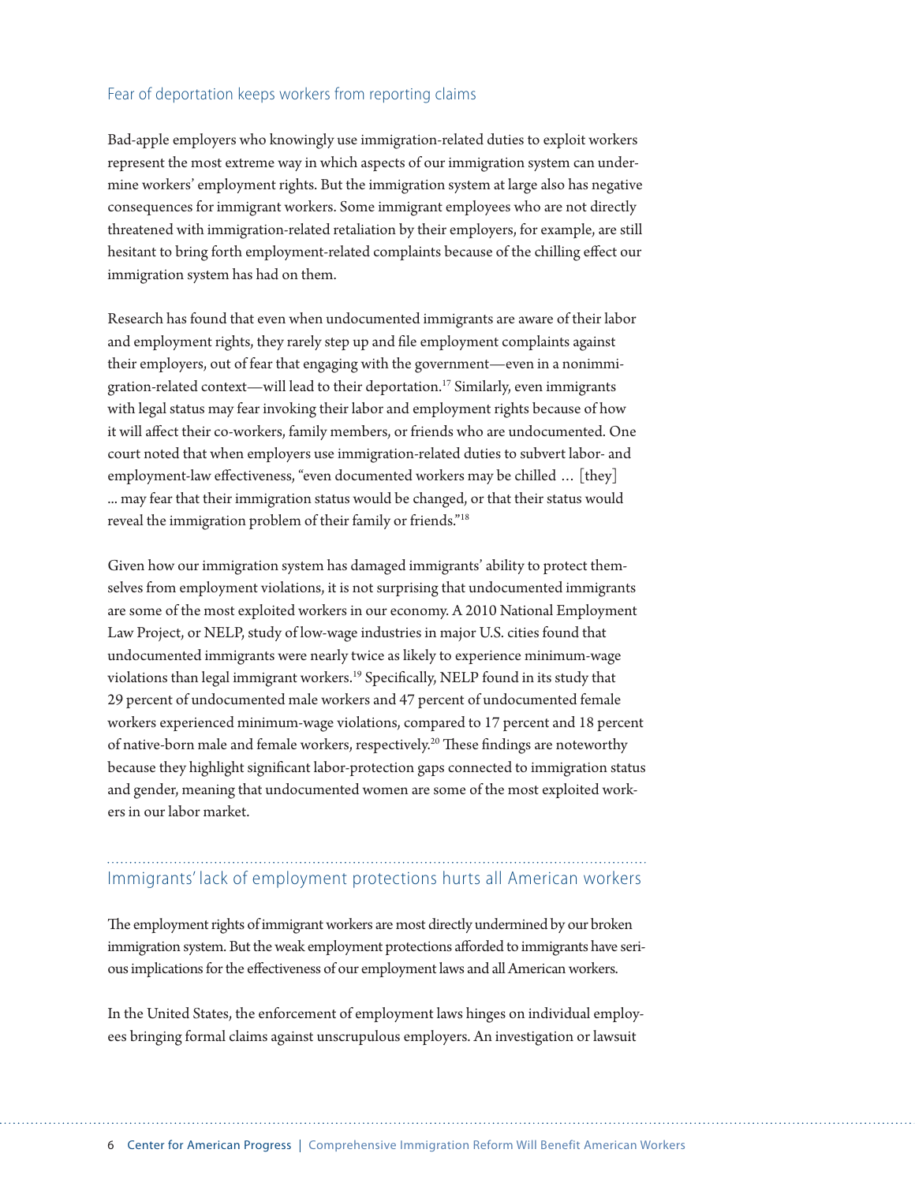## Fear of deportation keeps workers from reporting claims

Bad-apple employers who knowingly use immigration-related duties to exploit workers represent the most extreme way in which aspects of our immigration system can undermine workers' employment rights. But the immigration system at large also has negative consequences for immigrant workers. Some immigrant employees who are not directly threatened with immigration-related retaliation by their employers, for example, are still hesitant to bring forth employment-related complaints because of the chilling effect our immigration system has had on them.

Research has found that even when undocumented immigrants are aware of their labor and employment rights, they rarely step up and file employment complaints against their employers, out of fear that engaging with the government—even in a nonimmigration-related context—will lead to their deportation.[17] Similarly, even immigrants with legal status may fear invoking their labor and employment rights because of how it will affect their co-workers, family members, or friends who are undocumented. One court noted that when employers use immigration-related duties to subvert labor- and employment-law effectiveness, "even documented workers may be chilled … [they] ... may fear that their immigration status would be changed, or that their status would reveal the immigration problem of their family or friends."[18]

Given how our immigration system has damaged immigrants' ability to protect themselves from employment violations, it is not surprising that undocumented immigrants are some of the most exploited workers in our economy. A 2010 National Employment Law Project, or NELP, study of low-wage industries in major U.S. cities found that undocumented immigrants were nearly twice as likely to experience minimum-wage violations than legal immigrant workers.[19] Specifically, NELP found in its study that 29 percent of undocumented male workers and 47 percent of undocumented female workers experienced minimum-wage violations, compared to 17 percent and 18 percent of native-born male and female workers, respectively.[20] These findings are noteworthy because they highlight significant labor-protection gaps connected to immigration status and gender, meaning that undocumented women are some of the most exploited workers in our labor market.

## Immigrants' lack of employment protections hurts all American workers

The employment rights of immigrant workers are most directly undermined by our broken immigration system. But the weak employment protections afforded to immigrants have serious implications for the effectiveness of our employment laws and all American workers.

In the United States, the enforcement of employment laws hinges on individual employees bringing formal claims against unscrupulous employers. An investigation or lawsuit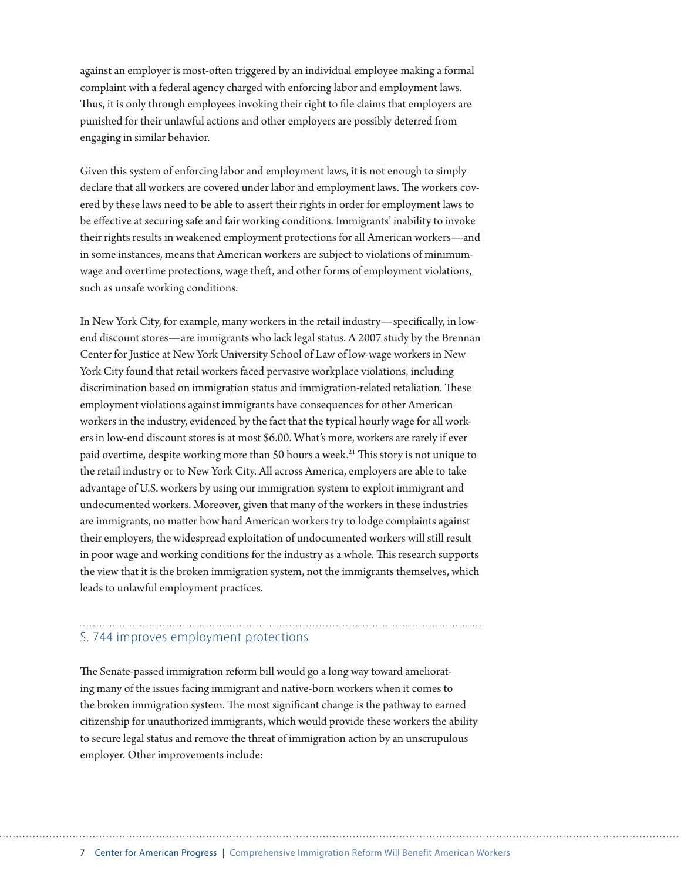against an employer is most-often triggered by an individual employee making a formal complaint with a federal agency charged with enforcing labor and employment laws. Thus, it is only through employees invoking their right to file claims that employers are punished for their unlawful actions and other employers are possibly deterred from engaging in similar behavior.

Given this system of enforcing labor and employment laws, it is not enough to simply declare that all workers are covered under labor and employment laws. The workers covered by these laws need to be able to assert their rights in order for employment laws to be effective at securing safe and fair working conditions. Immigrants' inability to invoke their rights results in weakened employment protections for all American workers—and in some instances, means that American workers are subject to violations of minimum-wage and overtime protections, wage theft, and other forms of employment violations, such as unsafe working conditions.

In New York City, for example, many workers in the retail industry—specifically, in low-end discount stores—are immigrants who lack legal status. A 2007 study by the Brennan Center for Justice at New York University School of Law of low-wage workers in New York City found that retail workers faced pervasive workplace violations, including discrimination based on immigration status and immigration-related retaliation. These employment violations against immigrants have consequences for other American workers in the industry, evidenced by the fact that the typical hourly wage for all workers in low-end discount stores is at most $6.00. What's more, workers are rarely if ever paid overtime, despite working more than 50 hours a week.[21] This story is not unique to the retail industry or to New York City. All across America, employers are able to take advantage of U.S. workers by using our immigration system to exploit immigrant and undocumented workers. Moreover, given that many of the workers in these industries are immigrants, no matter how hard American workers try to lodge complaints against their employers, the widespread exploitation of undocumented workers will still result in poor wage and working conditions for the industry as a whole. This research supports the view that it is the broken immigration system, not the immigrants themselves, which leads to unlawful employment practices.

## S. 744 improves employment protections

The Senate-passed immigration reform bill would go a long way toward ameliorating many of the issues facing immigrant and native-born workers when it comes to the broken immigration system. The most significant change is the pathway to earned citizenship for unauthorized immigrants, which would provide these workers the ability to secure legal status and remove the threat of immigration action by an unscrupulous employer. Other improvements include: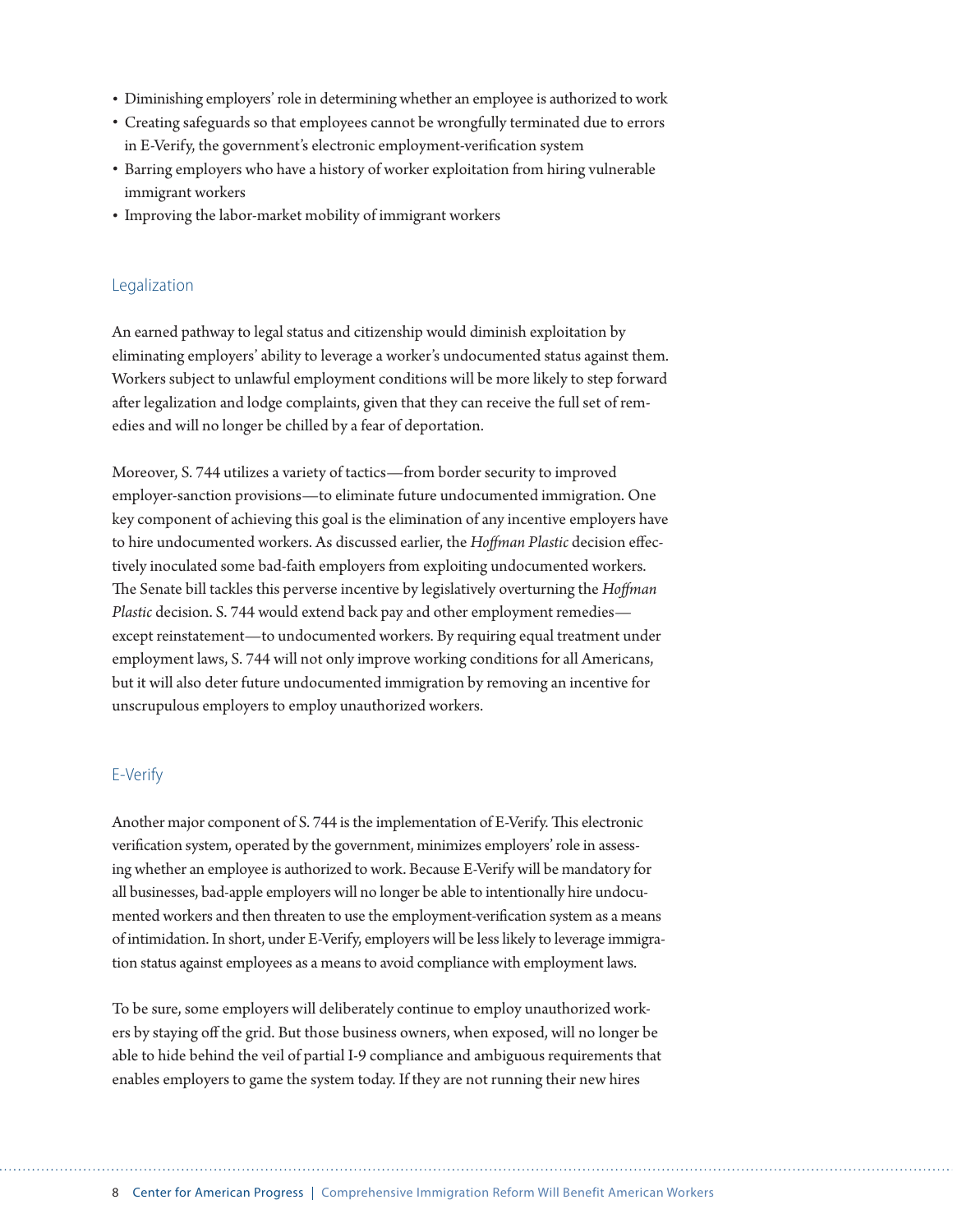- Diminishing employers' role in determining whether an employee is authorized to work
- Creating safeguards so that employees cannot be wrongfully terminated due to errors in E-Verify, the government's electronic employment-verification system
- Barring employers who have a history of worker exploitation from hiring vulnerable immigrant workers
- Improving the labor-market mobility of immigrant workers

## Legalization

An earned pathway to legal status and citizenship would diminish exploitation by eliminating employers' ability to leverage a worker's undocumented status against them. Workers subject to unlawful employment conditions will be more likely to step forward after legalization and lodge complaints, given that they can receive the full set of remedies and will no longer be chilled by a fear of deportation.

Moreover, S. 744 utilizes a variety of tactics—from border security to improved employer-sanction provisions—to eliminate future undocumented immigration. One key component of achieving this goal is the elimination of any incentive employers have to hire undocumented workers. As discussed earlier, the *Hoffman Plastic* decision effectively inoculated some bad-faith employers from exploiting undocumented workers. The Senate bill tackles this perverse incentive by legislatively overturning the *Hoffman Plastic* decision. S. 744 would extend back pay and other employment remedies—except reinstatement—to undocumented workers. By requiring equal treatment under employment laws, S. 744 will not only improve working conditions for all Americans, but it will also deter future undocumented immigration by removing an incentive for unscrupulous employers to employ unauthorized workers.

## E-Verify

Another major component of S. 744 is the implementation of E-Verify. This electronic verification system, operated by the government, minimizes employers' role in assessing whether an employee is authorized to work. Because E-Verify will be mandatory for all businesses, bad-apple employers will no longer be able to intentionally hire undocumented workers and then threaten to use the employment-verification system as a means of intimidation. In short, under E-Verify, employers will be less likely to leverage immigration status against employees as a means to avoid compliance with employment laws.

To be sure, some employers will deliberately continue to employ unauthorized workers by staying off the grid. But those business owners, when exposed, will no longer be able to hide behind the veil of partial I-9 compliance and ambiguous requirements that enables employers to game the system today. If they are not running their new hires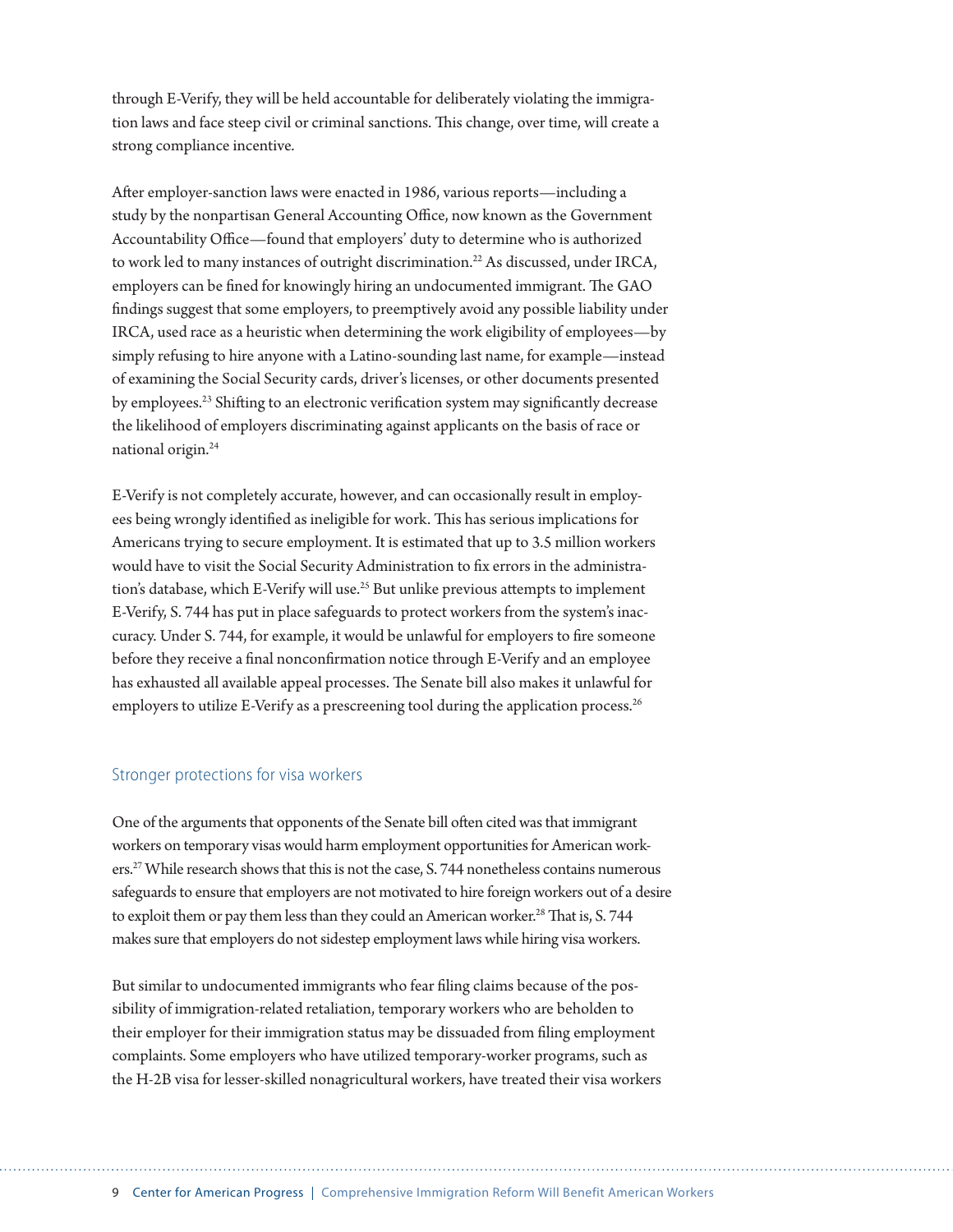through E-Verify, they will be held accountable for deliberately violating the immigration laws and face steep civil or criminal sanctions. This change, over time, will create a strong compliance incentive.

After employer-sanction laws were enacted in 1986, various reports—including a study by the nonpartisan General Accounting Office, now known as the Government Accountability Office—found that employers' duty to determine who is authorized to work led to many instances of outright discrimination.[22] As discussed, under IRCA, employers can be fined for knowingly hiring an undocumented immigrant. The GAO findings suggest that some employers, to preemptively avoid any possible liability under IRCA, used race as a heuristic when determining the work eligibility of employees—by simply refusing to hire anyone with a Latino-sounding last name, for example—instead of examining the Social Security cards, driver's licenses, or other documents presented by employees.[23] Shifting to an electronic verification system may significantly decrease the likelihood of employers discriminating against applicants on the basis of race or national origin.[24]

E-Verify is not completely accurate, however, and can occasionally result in employees being wrongly identified as ineligible for work. This has serious implications for Americans trying to secure employment. It is estimated that up to 3.5 million workers would have to visit the Social Security Administration to fix errors in the administration's database, which E-Verify will use.[25] But unlike previous attempts to implement E-Verify, S. 744 has put in place safeguards to protect workers from the system's inaccuracy. Under S. 744, for example, it would be unlawful for employers to fire someone before they receive a final nonconfirmation notice through E-Verify and an employee has exhausted all available appeal processes. The Senate bill also makes it unlawful for employers to utilize E-Verify as a prescreening tool during the application process.[26]

## Stronger protections for visa workers

One of the arguments that opponents of the Senate bill often cited was that immigrant workers on temporary visas would harm employment opportunities for American workers.[27] While research shows that this is not the case, S. 744 nonetheless contains numerous safeguards to ensure that employers are not motivated to hire foreign workers out of a desire to exploit them or pay them less than they could an American worker.[28] That is, S. 744 makes sure that employers do not sidestep employment laws while hiring visa workers.

But similar to undocumented immigrants who fear filing claims because of the possibility of immigration-related retaliation, temporary workers who are beholden to their employer for their immigration status may be dissuaded from filing employment complaints. Some employers who have utilized temporary-worker programs, such as the H-2B visa for lesser-skilled nonagricultural workers, have treated their visa workers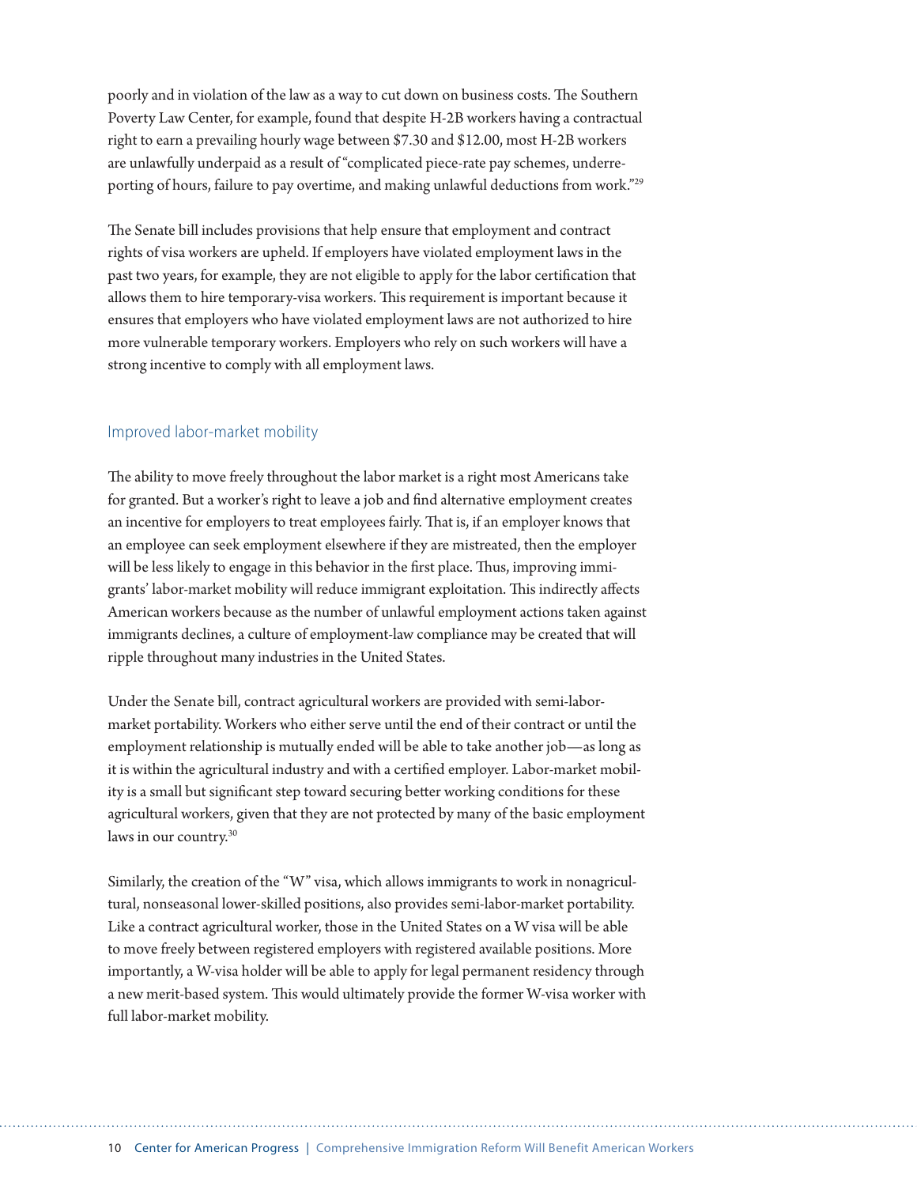poorly and in violation of the law as a way to cut down on business costs. The Southern Poverty Law Center, for example, found that despite H-2B workers having a contractual right to earn a prevailing hourly wage between $7.30 and $12.00, most H-2B workers are unlawfully underpaid as a result of "complicated piece-rate pay schemes, underreporting of hours, failure to pay overtime, and making unlawful deductions from work."[29]

The Senate bill includes provisions that help ensure that employment and contract rights of visa workers are upheld. If employers have violated employment laws in the past two years, for example, they are not eligible to apply for the labor certification that allows them to hire temporary-visa workers. This requirement is important because it ensures that employers who have violated employment laws are not authorized to hire more vulnerable temporary workers. Employers who rely on such workers will have a strong incentive to comply with all employment laws.

## Improved labor-market mobility

The ability to move freely throughout the labor market is a right most Americans take for granted. But a worker's right to leave a job and find alternative employment creates an incentive for employers to treat employees fairly. That is, if an employer knows that an employee can seek employment elsewhere if they are mistreated, then the employer will be less likely to engage in this behavior in the first place. Thus, improving immigrants' labor-market mobility will reduce immigrant exploitation. This indirectly affects American workers because as the number of unlawful employment actions taken against immigrants declines, a culture of employment-law compliance may be created that will ripple throughout many industries in the United States.

Under the Senate bill, contract agricultural workers are provided with semi-labor-market portability. Workers who either serve until the end of their contract or until the employment relationship is mutually ended will be able to take another job—as long as it is within the agricultural industry and with a certified employer. Labor-market mobility is a small but significant step toward securing better working conditions for these agricultural workers, given that they are not protected by many of the basic employment laws in our country.[30]

Similarly, the creation of the "W" visa, which allows immigrants to work in nonagricultural, nonseasonal lower-skilled positions, also provides semi-labor-market portability. Like a contract agricultural worker, those in the United States on a W visa will be able to move freely between registered employers with registered available positions. More importantly, a W-visa holder will be able to apply for legal permanent residency through a new merit-based system. This would ultimately provide the former W-visa worker with full labor-market mobility.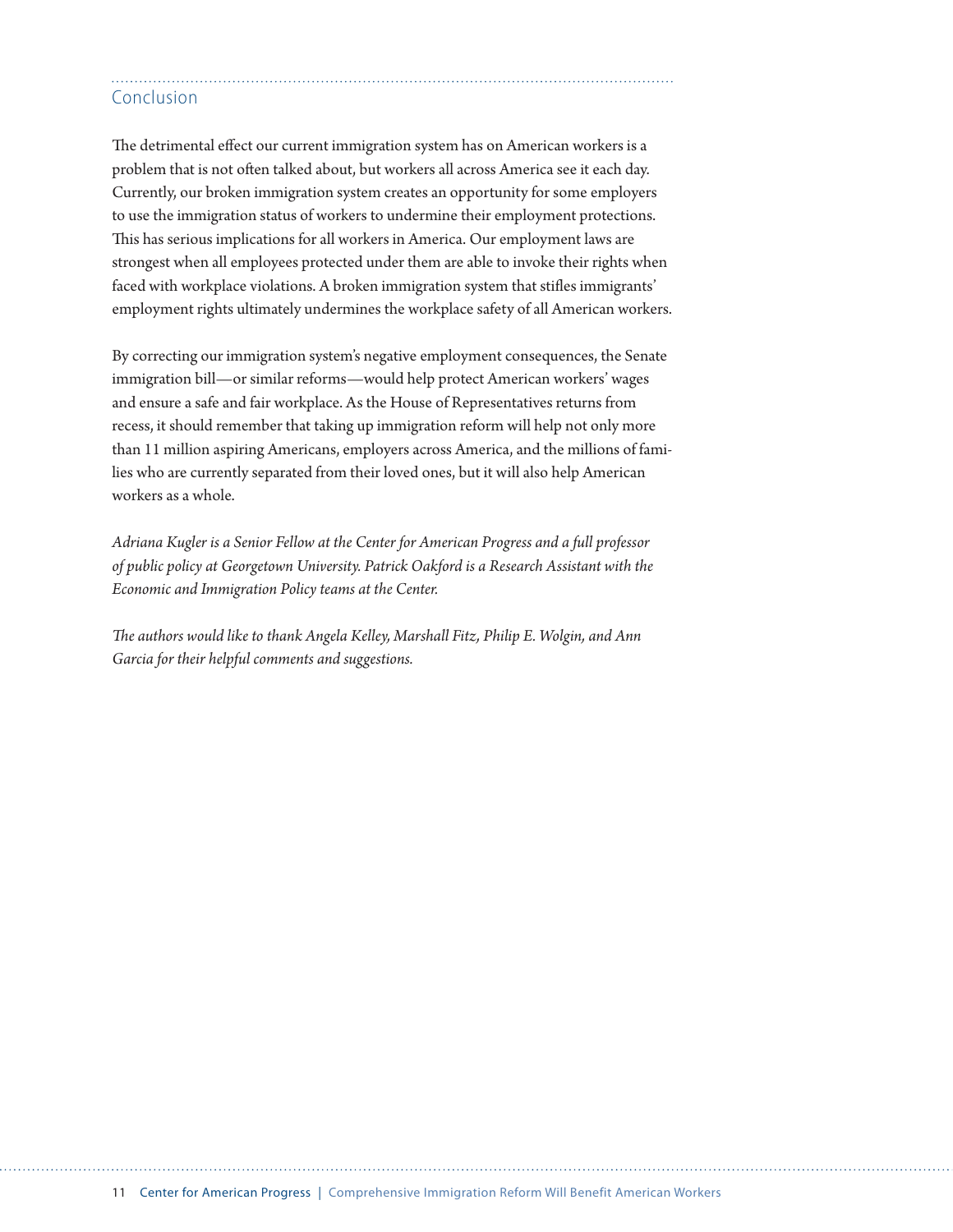## Conclusion

The detrimental effect our current immigration system has on American workers is a problem that is not often talked about, but workers all across America see it each day. Currently, our broken immigration system creates an opportunity for some employers to use the immigration status of workers to undermine their employment protections. This has serious implications for all workers in America. Our employment laws are strongest when all employees protected under them are able to invoke their rights when faced with workplace violations. A broken immigration system that stifles immigrants' employment rights ultimately undermines the workplace safety of all American workers.

By correcting our immigration system's negative employment consequences, the Senate immigration bill—or similar reforms—would help protect American workers' wages and ensure a safe and fair workplace. As the House of Representatives returns from recess, it should remember that taking up immigration reform will help not only more than 11 million aspiring Americans, employers across America, and the millions of families who are currently separated from their loved ones, but it will also help American workers as a whole.

*Adriana Kugler is a Senior Fellow at the Center for American Progress and a full professor of public policy at Georgetown University. Patrick Oakford is a Research Assistant with the Economic and Immigration Policy teams at the Center.*

*The authors would like to thank Angela Kelley, Marshall Fitz, Philip E. Wolgin, and Ann Garcia for their helpful comments and suggestions.*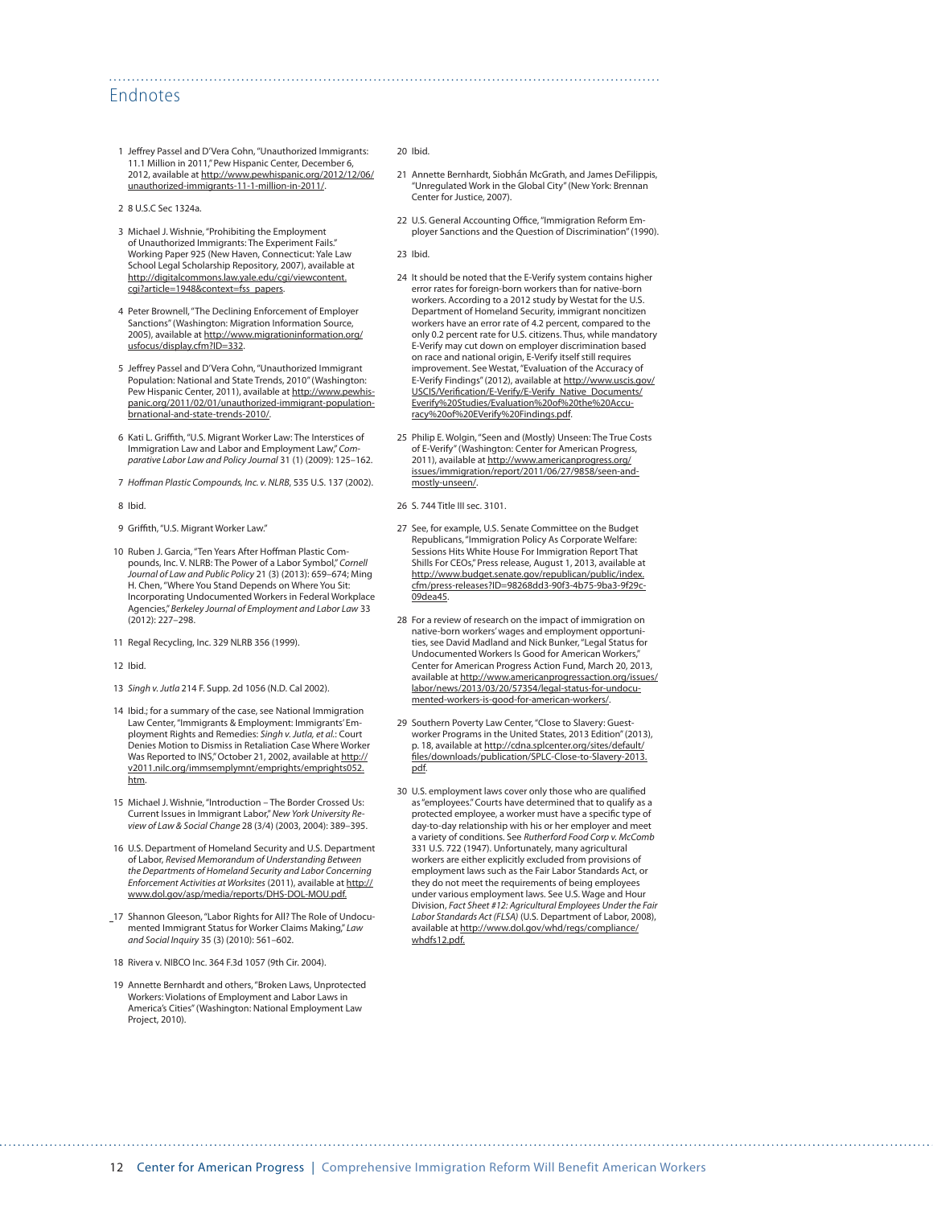## Endnotes

1. Jeffrey Passel and D'Vera Cohn, "Unauthorized Immigrants: 11.1 Million in 2011," Pew Hispanic Center, December 6, 2012, available at http://www.pewhispanic.org/2012/12/06/unauthorized-immigrants-11-1-million-in-2011/.
2. 8 U.S.C Sec 1324a.
3. Michael J. Wishnie, "Prohibiting the Employment of Unauthorized Immigrants: The Experiment Fails." Working Paper 925 (New Haven, Connecticut: Yale Law School Legal Scholarship Repository, 2007), available at http://digitalcommons.law.yale.edu/cgi/viewcontent.cgi?article=1948&context=fss_papers.
4. Peter Brownell, "The Declining Enforcement of Employer Sanctions" (Washington: Migration Information Source, 2005), available at http://www.migrationinformation.org/usfocus/display.cfm?ID=332.
5. Jeffrey Passel and D'Vera Cohn, "Unauthorized Immigrant Population: National and State Trends, 2010" (Washington: Pew Hispanic Center, 2011), available at http://www.pewhispanic.org/2011/02/01/unauthorized-immigrant-population-brnational-and-state-trends-2010/.
6. Kati L. Griffith, "U.S. Migrant Worker Law: The Interstices of Immigration Law and Labor and Employment Law," *Comparative Labor Law and Policy Journal* 31 (1) (2009): 125–162.
7. *Hoffman Plastic Compounds, Inc. v. NLRB*, 535 U.S. 137 (2002).
8. Ibid.
9. Griffith, "U.S. Migrant Worker Law."
10. Ruben J. Garcia, "Ten Years After Hoffman Plastic Compounds, Inc. V. NLRB: The Power of a Labor Symbol," *Cornell Journal of Law and Public Policy* 21 (3) (2013): 659–674; Ming H. Chen, "Where You Stand Depends on Where You Sit: Incorporating Undocumented Workers in Federal Workplace Agencies," *Berkeley Journal of Employment and Labor Law* 33 (2012): 227–298.
11. Regal Recycling, Inc. 329 NLRB 356 (1999).
12. Ibid.
13. *Singh v. Jutla* 214 F. Supp. 2d 1056 (N.D. Cal 2002).
14. Ibid.; for a summary of the case, see National Immigration Law Center, "Immigrants & Employment: Immigrants' Employment Rights and Remedies: *Singh v. Jutla, et al.*: Court Denies Motion to Dismiss in Retaliation Case Where Worker Was Reported to INS," October 21, 2002, available at http://v2011.nilc.org/immsemplymnt/emprights/emprights052.htm.
15. Michael J. Wishnie, "Introduction – The Border Crossed Us: Current Issues in Immigrant Labor," *New York University Review of Law & Social Change* 28 (3/4) (2003, 2004): 389–395.
16. U.S. Department of Homeland Security and U.S. Department of Labor, *Revised Memorandum of Understanding Between the Departments of Homeland Security and Labor Concerning Enforcement Activities at Worksites* (2011), available at http://www.dol.gov/asp/media/reports/DHS-DOL-MOU.pdf.
17. Shannon Gleeson, "Labor Rights for All? The Role of Undocumented Immigrant Status for Worker Claims Making," *Law and Social Inquiry* 35 (3) (2010): 561–602.
18. Rivera v. NIBCO Inc. 364 F.3d 1057 (9th Cir. 2004).
19. Annette Bernhardt and others, "Broken Laws, Unprotected Workers: Violations of Employment and Labor Laws in America's Cities" (Washington: National Employment Law Project, 2010).
20. Ibid.
21. Annette Bernhardt, Siobhán McGrath, and James DeFilippis, "Unregulated Work in the Global City" (New York: Brennan Center for Justice, 2007).
22. U.S. General Accounting Office, "Immigration Reform Employer Sanctions and the Question of Discrimination" (1990).
23. Ibid.
24. It should be noted that the E-Verify system contains higher error rates for foreign-born workers than for native-born workers. According to a 2012 study by Westat for the U.S. Department of Homeland Security, immigrant noncitizen workers have an error rate of 4.2 percent, compared to the only 0.2 percent rate for U.S. citizens. Thus, while mandatory E-Verify may cut down on employer discrimination based on race and national origin, E-Verify itself still requires improvement. See Westat, "Evaluation of the Accuracy of E-Verify Findings" (2012), available at http://www.uscis.gov/USCIS/Verification/E-Verify/E-Verify_Native_Documents/Everify%20Studies/Evaluation%20of%20the%20Accuracy%20of%20EVerify%20Findings.pdf.
25. Philip E. Wolgin, "Seen and (Mostly) Unseen: The True Costs of E-Verify" (Washington: Center for American Progress, 2011), available at http://www.americanprogress.org/issues/immigration/report/2011/06/27/9858/seen-and-mostly-unseen/.
26. S. 744 Title III sec. 3101.
27. See, for example, U.S. Senate Committee on the Budget Republicans, "Immigration Policy As Corporate Welfare: Sessions Hits White House For Immigration Report That Shills For CEOs," Press release, August 1, 2013, available at http://www.budget.senate.gov/republican/public/index.cfm/press-releases?ID=98268dd3-90f3-4b75-9ba3-9f29c09dea45.
28. For a review of research on the impact of immigration on native-born workers' wages and employment opportunities, see David Madland and Nick Bunker, "Legal Status for Undocumented Workers Is Good for American Workers," Center for American Progress Action Fund, March 20, 2013, available at http://www.americanprogressaction.org/issues/labor/news/2013/03/20/57354/legal-status-for-undocumented-workers-is-good-for-american-workers/.
29. Southern Poverty Law Center, "Close to Slavery: Guestworker Programs in the United States, 2013 Edition" (2013), p. 18, available at http://cdna.splcenter.org/sites/default/files/downloads/publication/SPLC-Close-to-Slavery-2013.pdf.
30. U.S. employment laws cover only those who are qualified as "employees." Courts have determined that to qualify as a protected employee, a worker must have a specific type of day-to-day relationship with his or her employer and meet a variety of conditions. See *Rutherford Food Corp v. McComb* 331 U.S. 722 (1947). Unfortunately, many agricultural workers are either explicitly excluded from provisions of employment laws such as the Fair Labor Standards Act, or they do not meet the requirements of being employees under various employment laws. See U.S. Wage and Hour Division, *Fact Sheet #12: Agricultural Employees Under the Fair Labor Standards Act (FLSA)* (U.S. Department of Labor, 2008), available at http://www.dol.gov/whd/regs/compliance/whdfs12.pdf.